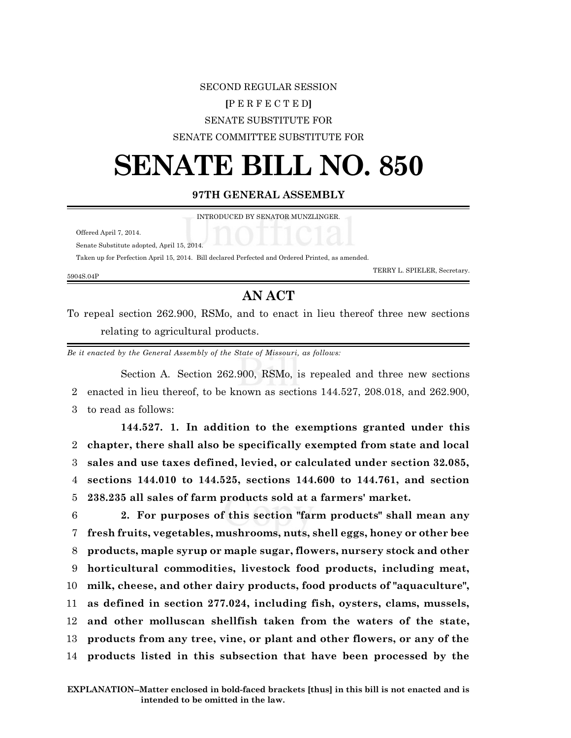SECOND REGULAR SESSION

**[**P E R F E C T E D**]**

SENATE SUBSTITUTE FOR

SENATE COMMITTEE SUBSTITUTE FOR

# SENATE BILL NO. 850

**97TH GENERAL ASSEMBLY**

INTRODUCED BY SENATOR MUNZLINGER.

Offered April 7, 2014.

Senate Substitute adopted, April 15, 2014.

Taken up for Perfection April 15, 2014. Bill declared Perfected and Ordered Printed, as amended.

TERRY L. SPIELER, Secretary.

5904S.04P

## AN ACT

To repeal section 262.900, RSMo, and to enact in lieu thereof three new sections relating to agricultural products.

*Be it enacted by the General Assembly of the State of Missouri, as follows:*

Section A. Section 262.900, RSMo, is repealed and three new sections enacted in lieu thereof, to be known as sections 144.527, 208.018, and 262.900, to read as follows:

**144.527. 1. In addition to the exemptions granted under this chapter, there shall also be specifically exempted from state and local sales and use taxes defined, levied, or calculated under section 32.085, sections 144.010 to 144.525, sections 144.600 to 144.761, and section 238.235 all sales of farm products sold at a farmers' market.**

**2. For purposes of this section "farm products" shall mean any fresh fruits, vegetables, mushrooms, nuts, shell eggs, honey or other bee products, maple syrup or maple sugar, flowers, nursery stock and other horticultural commodities, livestock food products, including meat, milk, cheese, and other dairy products, food products of "aquaculture", as defined in section 277.024, including fish, oysters, clams, mussels, and other molluscan shellfish taken from the waters of the state, products from any tree, vine, or plant and other flowers, or any of the products listed in this subsection that have been processed by the**

**EXPLANATION--Matter enclosed in bold-faced brackets [thus] in this bill is not enacted and is intended to be omitted in the law.**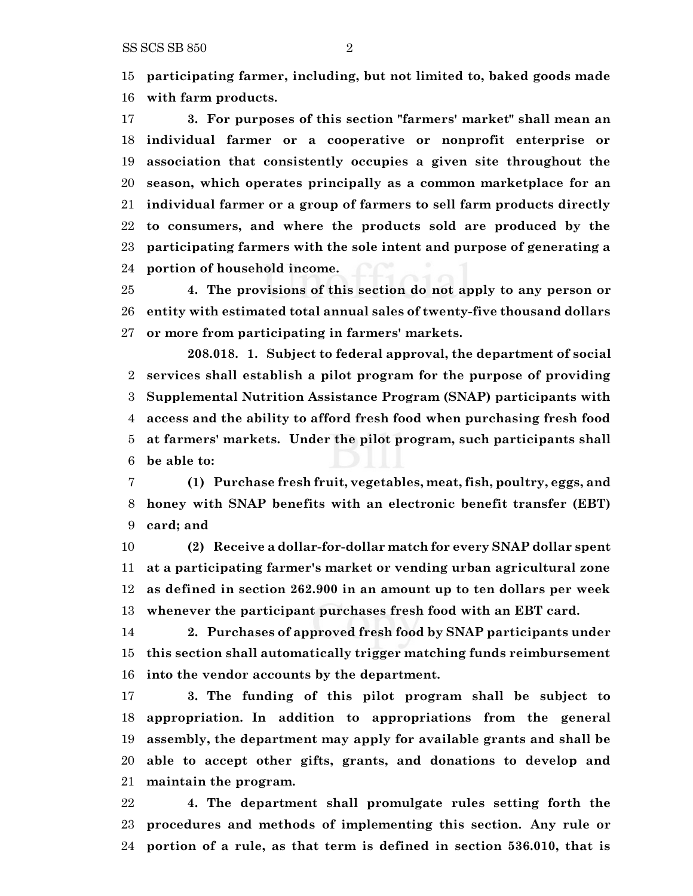**participating farmer, including, but not limited to, baked goods made with farm products.**

**3. For purposes of this section "farmers' market" shall mean an individual farmer or a cooperative or nonprofit enterprise or association that consistently occupies a given site throughout the season, which operates principally as a common marketplace for an individual farmer or a group of farmers to sell farm products directly to consumers, and where the products sold are produced by the participating farmers with the sole intent and purpose of generating a portion of household income.**

**4. The provisions of this section do not apply to any person or entity with estimated total annual sales of twenty-five thousand dollars or more from participating in farmers' markets.**

**208.018. 1. Subject to federal approval, the department of social services shall establish a pilot program for the purpose of providing Supplemental Nutrition Assistance Program (SNAP) participants with access and the ability to afford fresh food when purchasing fresh food at farmers' markets. Under the pilot program, such participants shall be able to:**

**(1) Purchase fresh fruit, vegetables, meat, fish, poultry, eggs, and honey with SNAP benefits with an electronic benefit transfer (EBT) card; and**

**(2) Receive a dollar-for-dollar match for every SNAP dollar spent at a participating farmer's market or vending urban agricultural zone as defined in section 262.900 in an amount up to ten dollars per week whenever the participant purchases fresh food with an EBT card.**

**2. Purchases of approved fresh food by SNAP participants under this section shall automatically trigger matching funds reimbursement into the vendor accounts by the department.**

**3. The funding of this pilot program shall be subject to appropriation. In addition to appropriations from the general assembly, the department may apply for available grants and shall be able to accept other gifts, grants, and donations to develop and maintain the program.**

**4. The department shall promulgate rules setting forth the procedures and methods of implementing this section. Any rule or portion of a rule, as that term is defined in section 536.010, that is**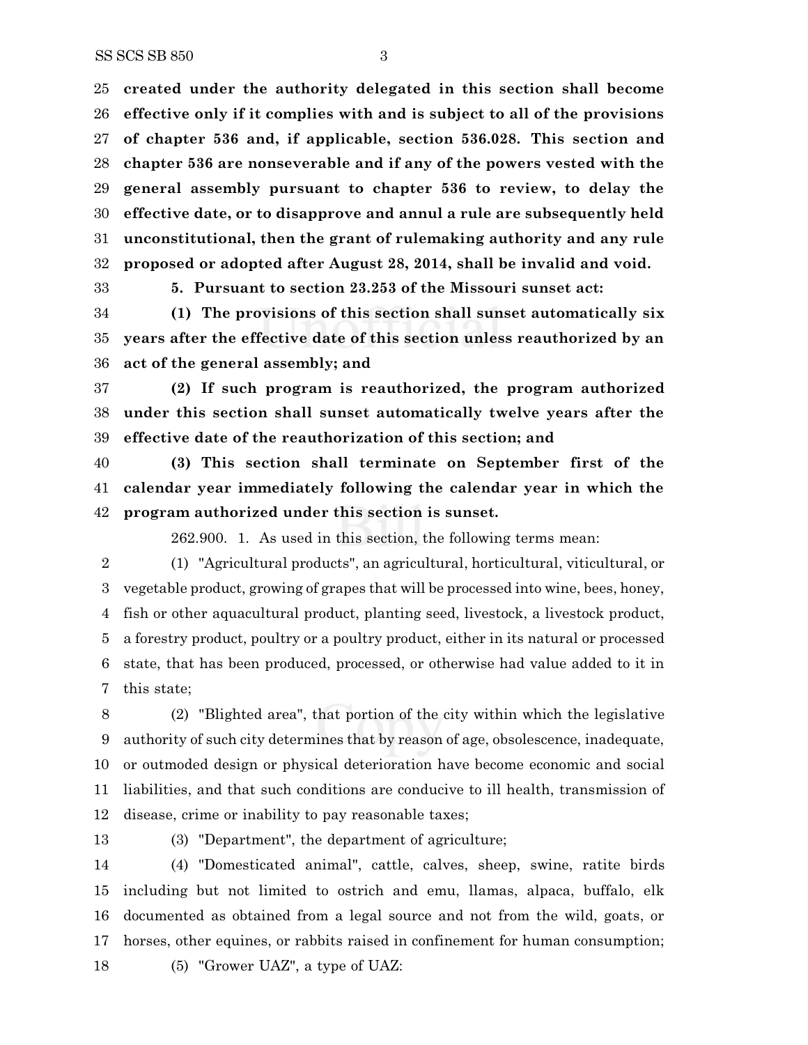**created under the authority delegated in this section shall become effective only if it complies with and is subject to all of the provisions of chapter 536 and, if applicable, section 536.028. This section and chapter 536 are nonseverable and if any of the powers vested with the general assembly pursuant to chapter 536 to review, to delay the effective date, or to disapprove and annul a rule are subsequently held unconstitutional, then the grant of rulemaking authority and any rule proposed or adopted after August 28, 2014, shall be invalid and void.**

**5. Pursuant to section 23.253 of the Missouri sunset act:**

**(1) The provisions of this section shall sunset automatically six years after the effective date of this section unless reauthorized by an act of the general assembly; and**

**(2) If such program is reauthorized, the program authorized under this section shall sunset automatically twelve years after the effective date of the reauthorization of this section; and**

**(3) This section shall terminate on September first of the calendar year immediately following the calendar year in which the program authorized under this section is sunset.**

262.900. 1. As used in this section, the following terms mean:

(1) "Agricultural products", an agricultural, horticultural, viticultural, or vegetable product, growing of grapes that will be processed into wine, bees, honey, fish or other aquacultural product, planting seed, livestock, a livestock product, a forestry product, poultry or a poultry product, either in its natural or processed state, that has been produced, processed, or otherwise had value added to it in this state;

(2) "Blighted area", that portion of the city within which the legislative authority of such city determines that by reason of age, obsolescence, inadequate, or outmoded design or physical deterioration have become economic and social liabilities, and that such conditions are conducive to ill health, transmission of disease, crime or inability to pay reasonable taxes;

(3) "Department", the department of agriculture;

(4) "Domesticated animal", cattle, calves, sheep, swine, ratite birds including but not limited to ostrich and emu, llamas, alpaca, buffalo, elk documented as obtained from a legal source and not from the wild, goats, or horses, other equines, or rabbits raised in confinement for human consumption;

(5) "Grower UAZ", a type of UAZ: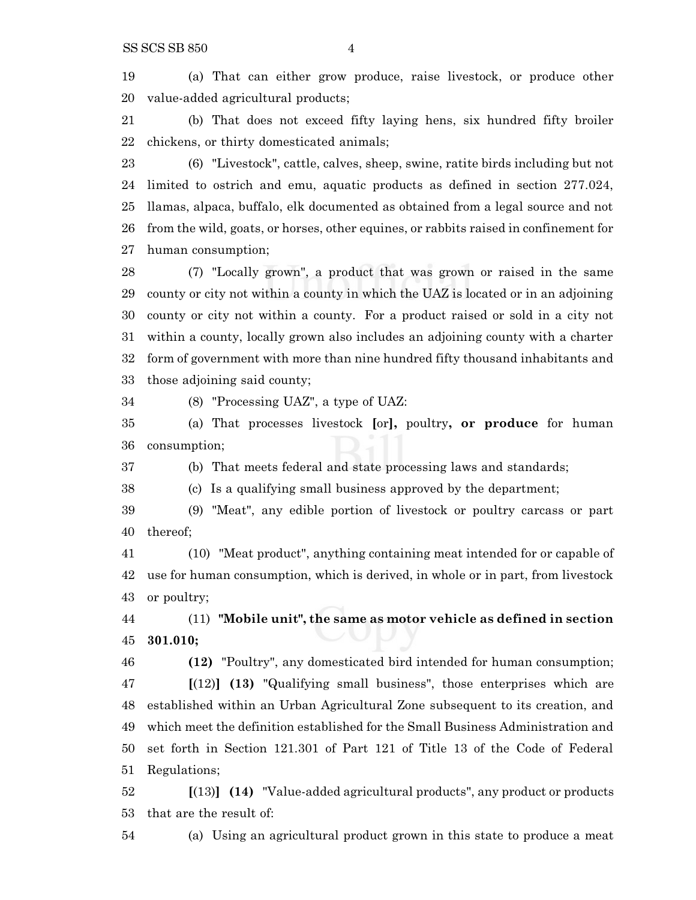19 (a) That can either grow produce, raise livestock, or produce other
20 value-added agricultural products;

21 (b) That does not exceed fifty laying hens, six hundred fifty broiler
22 chickens, or thirty domesticated animals;

23 (6) "Livestock", cattle, calves, sheep, swine, ratite birds including but not
24 limited to ostrich and emu, aquatic products as defined in section 277.024,
25 llamas, alpaca, buffalo, elk documented as obtained from a legal source and not
26 from the wild, goats, or horses, other equines, or rabbits raised in confinement for
27 human consumption;

28 (7) "Locally grown", a product that was grown or raised in the same
29 county or city not within a county in which the UAZ is located or in an adjoining
30 county or city not within a county. For a product raised or sold in a city not
31 within a county, locally grown also includes an adjoining county with a charter
32 form of government with more than nine hundred fifty thousand inhabitants and
33 those adjoining said county;

34 (8) "Processing UAZ", a type of UAZ:

35 (a) That processes livestock **[**or**],** poultry**, or produce** for human
36 consumption;

37 (b) That meets federal and state processing laws and standards;

38 (c) Is a qualifying small business approved by the department;

39 (9) "Meat", any edible portion of livestock or poultry carcass or part
40 thereof;

41 (10) "Meat product", anything containing meat intended for or capable of
42 use for human consumption, which is derived, in whole or in part, from livestock
43 or poultry;

44 (11) **"Mobile unit", the same as motor vehicle as defined in section**
45 **301.010;**

46 **(12)** "Poultry", any domesticated bird intended for human consumption;

47 **[**(12)**] (13)** "Qualifying small business", those enterprises which are
48 established within an Urban Agricultural Zone subsequent to its creation, and
49 which meet the definition established for the Small Business Administration and
50 set forth in Section 121.301 of Part 121 of Title 13 of the Code of Federal
51 Regulations;

52 **[**(13)**] (14)** "Value-added agricultural products", any product or products
53 that are the result of:

54 (a) Using an agricultural product grown in this state to produce a meat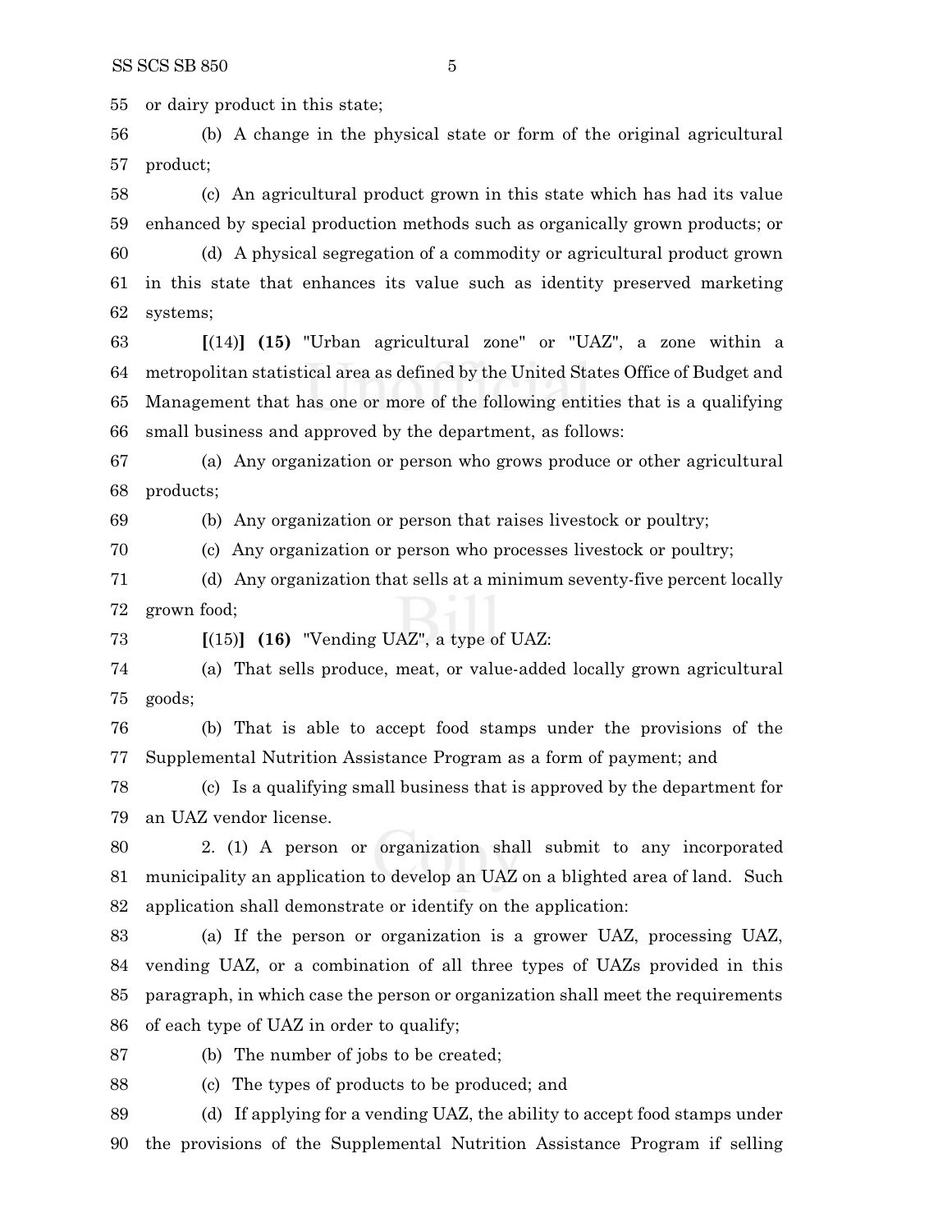55 or dairy product in this state;

56 (b) A change in the physical state or form of the original agricultural 57 product;

58 (c) An agricultural product grown in this state which has had its value 59 enhanced by special production methods such as organically grown products; or

60 (d) A physical segregation of a commodity or agricultural product grown 61 in this state that enhances its value such as identity preserved marketing 62 systems;

63 **[**(14)**] (15)** "Urban agricultural zone" or "UAZ", a zone within a 64 metropolitan statistical area as defined by the United States Office of Budget and 65 Management that has one or more of the following entities that is a qualifying 66 small business and approved by the department, as follows:

67 (a) Any organization or person who grows produce or other agricultural 68 products;

69 (b) Any organization or person that raises livestock or poultry;

70 (c) Any organization or person who processes livestock or poultry;

71 (d) Any organization that sells at a minimum seventy-five percent locally 72 grown food;

73 **[**(15)**] (16)** "Vending UAZ", a type of UAZ:

74 (a) That sells produce, meat, or value-added locally grown agricultural 75 goods;

76 (b) That is able to accept food stamps under the provisions of the 77 Supplemental Nutrition Assistance Program as a form of payment; and

78 (c) Is a qualifying small business that is approved by the department for 79 an UAZ vendor license.

80 2. (1) A person or organization shall submit to any incorporated 81 municipality an application to develop an UAZ on a blighted area of land. Such 82 application shall demonstrate or identify on the application:

83 (a) If the person or organization is a grower UAZ, processing UAZ, 84 vending UAZ, or a combination of all three types of UAZs provided in this 85 paragraph, in which case the person or organization shall meet the requirements 86 of each type of UAZ in order to qualify;

87 (b) The number of jobs to be created;

88 (c) The types of products to be produced; and

89 (d) If applying for a vending UAZ, the ability to accept food stamps under 90 the provisions of the Supplemental Nutrition Assistance Program if selling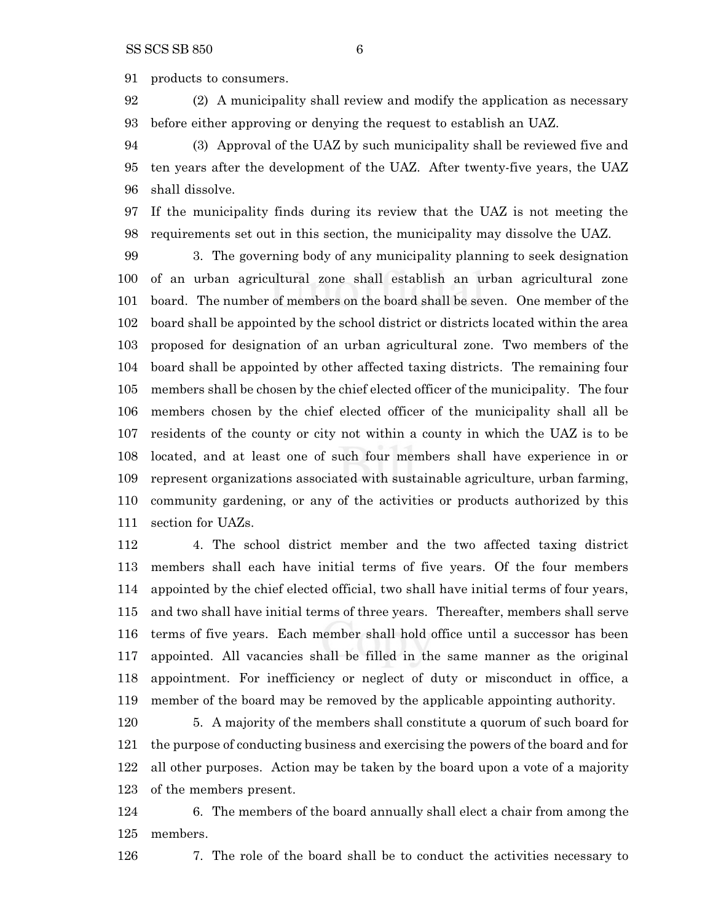products to consumers.

(2) A municipality shall review and modify the application as necessary before either approving or denying the request to establish an UAZ.

(3) Approval of the UAZ by such municipality shall be reviewed five and ten years after the development of the UAZ. After twenty-five years, the UAZ shall dissolve.

If the municipality finds during its review that the UAZ is not meeting the requirements set out in this section, the municipality may dissolve the UAZ.

3. The governing body of any municipality planning to seek designation of an urban agricultural zone shall establish an urban agricultural zone board. The number of members on the board shall be seven. One member of the board shall be appointed by the school district or districts located within the area proposed for designation of an urban agricultural zone. Two members of the board shall be appointed by other affected taxing districts. The remaining four members shall be chosen by the chief elected officer of the municipality. The four members chosen by the chief elected officer of the municipality shall all be residents of the county or city not within a county in which the UAZ is to be located, and at least one of such four members shall have experience in or represent organizations associated with sustainable agriculture, urban farming, community gardening, or any of the activities or products authorized by this section for UAZs.

4. The school district member and the two affected taxing district members shall each have initial terms of five years. Of the four members appointed by the chief elected official, two shall have initial terms of four years, and two shall have initial terms of three years. Thereafter, members shall serve terms of five years. Each member shall hold office until a successor has been appointed. All vacancies shall be filled in the same manner as the original appointment. For inefficiency or neglect of duty or misconduct in office, a member of the board may be removed by the applicable appointing authority.

5. A majority of the members shall constitute a quorum of such board for the purpose of conducting business and exercising the powers of the board and for all other purposes. Action may be taken by the board upon a vote of a majority of the members present.

6. The members of the board annually shall elect a chair from among the members.

7. The role of the board shall be to conduct the activities necessary to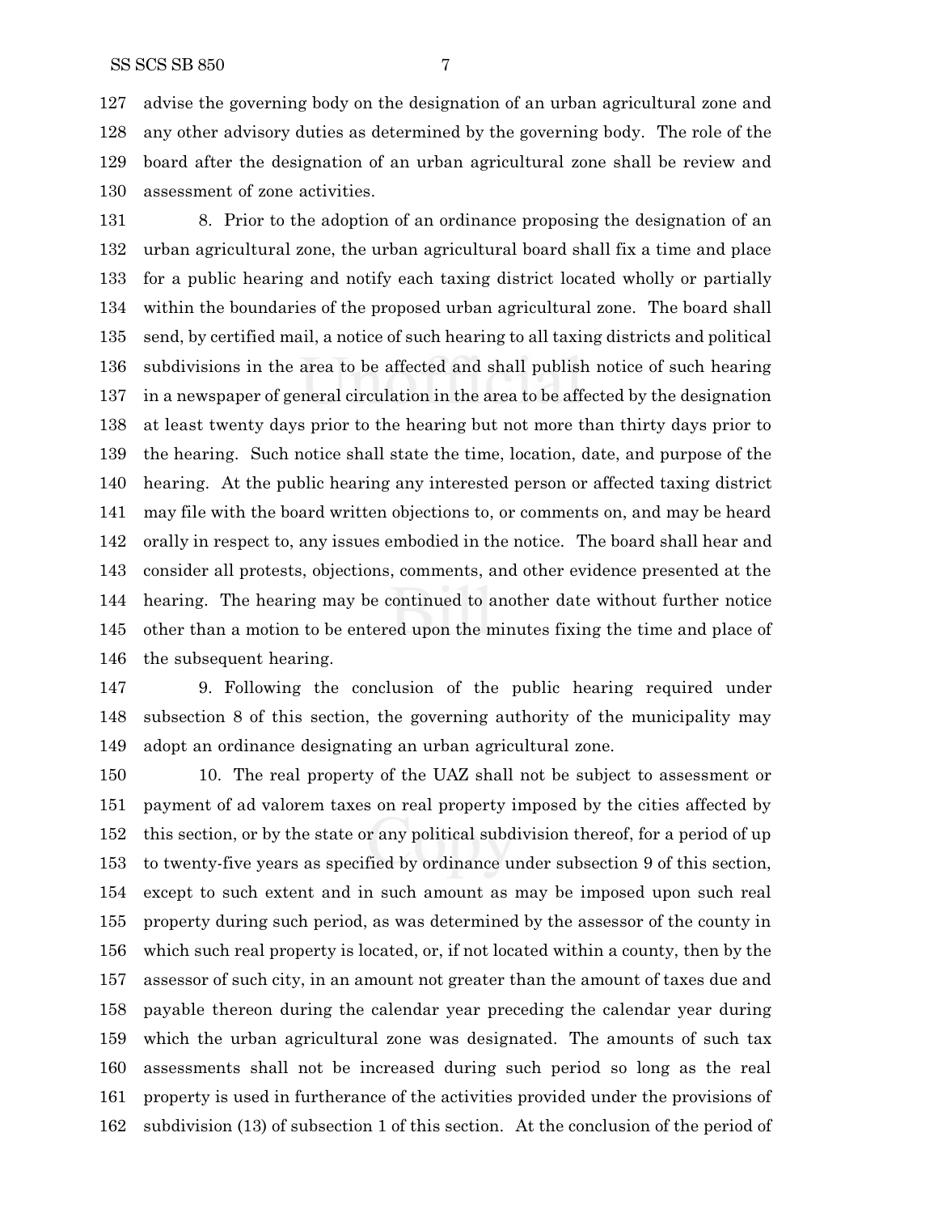advise the governing body on the designation of an urban agricultural zone and any other advisory duties as determined by the governing body. The role of the board after the designation of an urban agricultural zone shall be review and assessment of zone activities.

8. Prior to the adoption of an ordinance proposing the designation of an urban agricultural zone, the urban agricultural board shall fix a time and place for a public hearing and notify each taxing district located wholly or partially within the boundaries of the proposed urban agricultural zone. The board shall send, by certified mail, a notice of such hearing to all taxing districts and political subdivisions in the area to be affected and shall publish notice of such hearing in a newspaper of general circulation in the area to be affected by the designation at least twenty days prior to the hearing but not more than thirty days prior to the hearing. Such notice shall state the time, location, date, and purpose of the hearing. At the public hearing any interested person or affected taxing district may file with the board written objections to, or comments on, and may be heard orally in respect to, any issues embodied in the notice. The board shall hear and consider all protests, objections, comments, and other evidence presented at the hearing. The hearing may be continued to another date without further notice other than a motion to be entered upon the minutes fixing the time and place of the subsequent hearing.

9. Following the conclusion of the public hearing required under subsection 8 of this section, the governing authority of the municipality may adopt an ordinance designating an urban agricultural zone.

10. The real property of the UAZ shall not be subject to assessment or payment of ad valorem taxes on real property imposed by the cities affected by this section, or by the state or any political subdivision thereof, for a period of up to twenty-five years as specified by ordinance under subsection 9 of this section, except to such extent and in such amount as may be imposed upon such real property during such period, as was determined by the assessor of the county in which such real property is located, or, if not located within a county, then by the assessor of such city, in an amount not greater than the amount of taxes due and payable thereon during the calendar year preceding the calendar year during which the urban agricultural zone was designated. The amounts of such tax assessments shall not be increased during such period so long as the real property is used in furtherance of the activities provided under the provisions of subdivision (13) of subsection 1 of this section. At the conclusion of the period of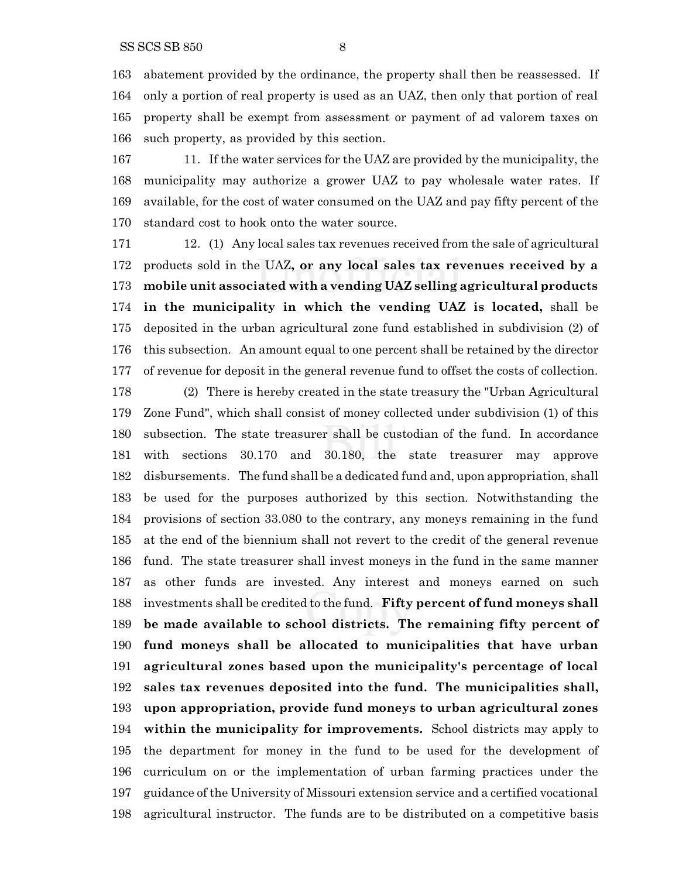abatement provided by the ordinance, the property shall then be reassessed. If only a portion of real property is used as an UAZ, then only that portion of real property shall be exempt from assessment or payment of ad valorem taxes on such property, as provided by this section.

11. If the water services for the UAZ are provided by the municipality, the municipality may authorize a grower UAZ to pay wholesale water rates. If available, for the cost of water consumed on the UAZ and pay fifty percent of the standard cost to hook onto the water source.

12. (1) Any local sales tax revenues received from the sale of agricultural products sold in the UAZ**, or any local sales tax revenues received by a mobile unit associated with a vending UAZ selling agricultural products in the municipality in which the vending UAZ is located,** shall be deposited in the urban agricultural zone fund established in subdivision (2) of this subsection. An amount equal to one percent shall be retained by the director of revenue for deposit in the general revenue fund to offset the costs of collection.

(2) There is hereby created in the state treasury the "Urban Agricultural Zone Fund", which shall consist of money collected under subdivision (1) of this subsection. The state treasurer shall be custodian of the fund. In accordance with sections 30.170 and 30.180, the state treasurer may approve disbursements. The fund shall be a dedicated fund and, upon appropriation, shall be used for the purposes authorized by this section. Notwithstanding the provisions of section 33.080 to the contrary, any moneys remaining in the fund at the end of the biennium shall not revert to the credit of the general revenue fund. The state treasurer shall invest moneys in the fund in the same manner as other funds are invested. Any interest and moneys earned on such investments shall be credited to the fund. **Fifty percent of fund moneys shall be made available to school districts. The remaining fifty percent of fund moneys shall be allocated to municipalities that have urban agricultural zones based upon the municipality's percentage of local sales tax revenues deposited into the fund. The municipalities shall, upon appropriation, provide fund moneys to urban agricultural zones within the municipality for improvements.** School districts may apply to the department for money in the fund to be used for the development of curriculum on or the implementation of urban farming practices under the guidance of the University of Missouri extension service and a certified vocational agricultural instructor. The funds are to be distributed on a competitive basis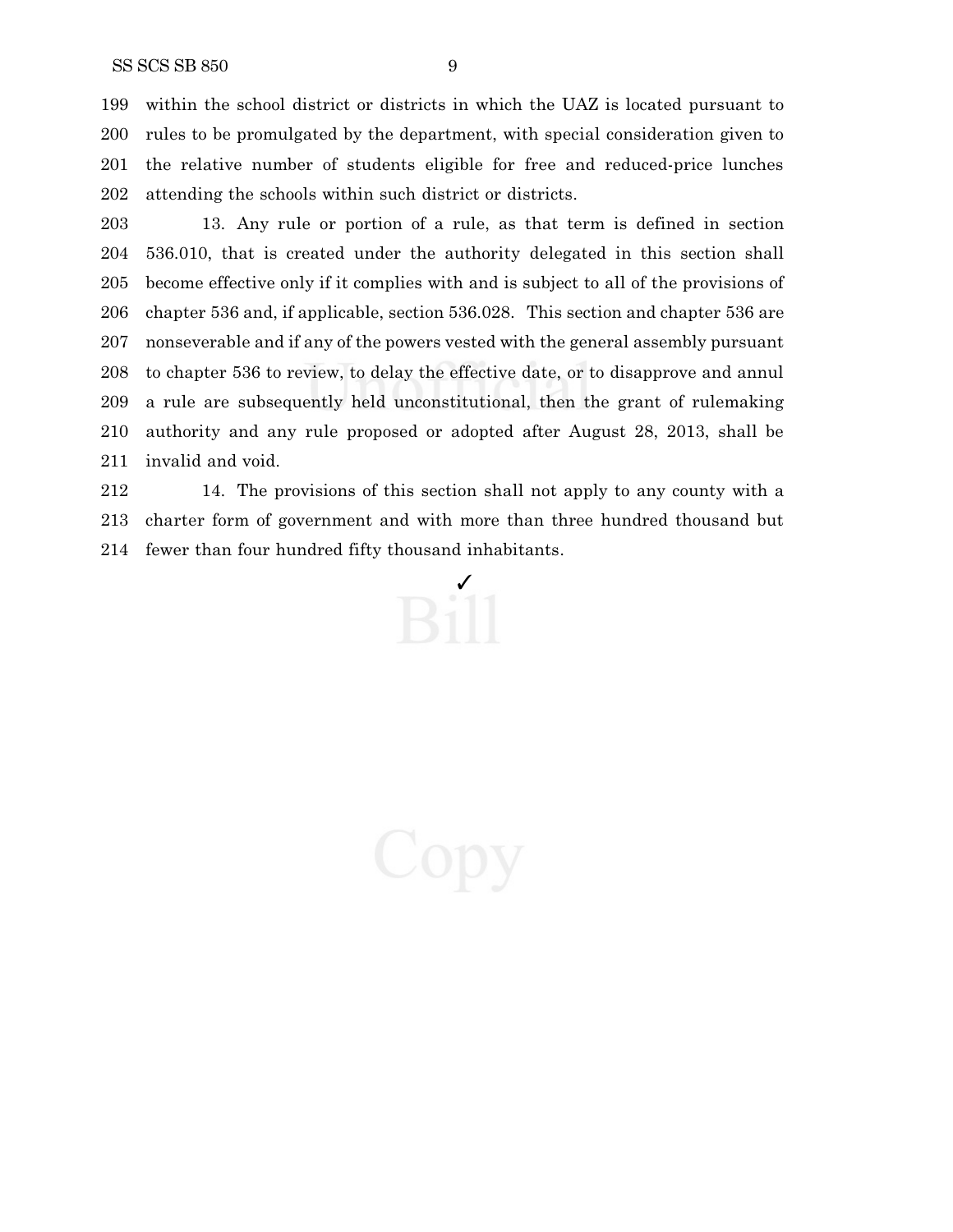within the school district or districts in which the UAZ is located pursuant to rules to be promulgated by the department, with special consideration given to the relative number of students eligible for free and reduced-price lunches attending the schools within such district or districts.

13. Any rule or portion of a rule, as that term is defined in section 536.010, that is created under the authority delegated in this section shall become effective only if it complies with and is subject to all of the provisions of chapter 536 and, if applicable, section 536.028. This section and chapter 536 are nonseverable and if any of the powers vested with the general assembly pursuant to chapter 536 to review, to delay the effective date, or to disapprove and annul a rule are subsequently held unconstitutional, then the grant of rulemaking authority and any rule proposed or adopted after August 28, 2013, shall be invalid and void.

14. The provisions of this section shall not apply to any county with a charter form of government and with more than three hundred thousand but fewer than four hundred fifty thousand inhabitants.

✓